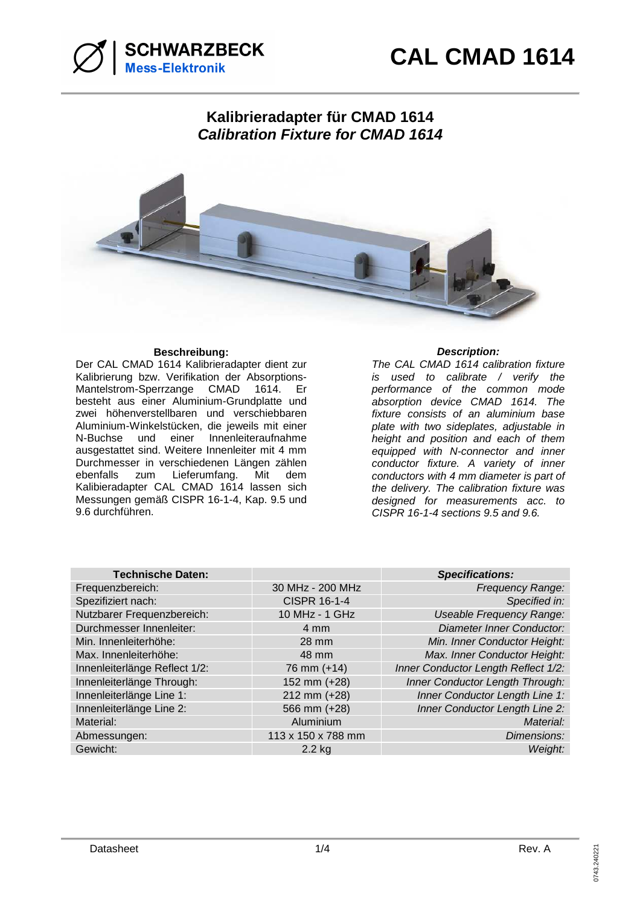# CAL CMAD 1614

SCHWARZBECK Mess-Elektronik

## Kalibrieradapter für CMAD 1614
## *Calibration Fixture for CMAD 1614*

**Beschreibung:**

Der CAL CMAD 1614 Kalibrieradapter dient zur Kalibrierung bzw. Verifikation der Absorptions-Mantelstrom-Sperrzange CMAD 1614. Er besteht aus einer Aluminium-Grundplatte und zwei höhenverstellbaren und verschiebbaren Aluminium-Winkelstücken, die jeweils mit einer N-Buchse und einer Innenleiteraufnahme ausgestattet sind. Weitere Innenleiter mit 4 mm Durchmesser in verschiedenen Längen zählen ebenfalls zum Lieferumfang. Mit dem Kalibieradapter CAL CMAD 1614 lassen sich Messungen gemäß CISPR 16-1-4, Kap. 9.5 und 9.6 durchführen.

***Description:***

*The CAL CMAD 1614 calibration fixture is used to calibrate / verify the performance of the common mode absorption device CMAD 1614. The fixture consists of an aluminium base plate with two sideplates, adjustable in height and position and each of them equipped with N-connector and inner conductor fixture. A variety of inner conductors with 4 mm diameter is part of the delivery. The calibration fixture was designed for measurements acc. to CISPR 16-1-4 sections 9.5 and 9.6.*

| Technische Daten: | | *Specifications:* |
|---|---|---|
| Frequenzbereich: | 30 MHz - 200 MHz | *Frequency Range:* |
| Spezifiziert nach: | CISPR 16-1-4 | *Specified in:* |
| Nutzbarer Frequenzbereich: | 10 MHz - 1 GHz | *Useable Frequency Range:* |
| Durchmesser Innenleiter: | 4 mm | *Diameter Inner Conductor:* |
| Min. Innenleiterhöhe: | 28 mm | *Min. Inner Conductor Height:* |
| Max. Innenleiterhöhe: | 48 mm | *Max. Inner Conductor Height:* |
| Innenleiterlänge Reflect 1/2: | 76 mm (+14) | *Inner Conductor Length Reflect 1/2:* |
| Innenleiterlänge Through: | 152 mm (+28) | *Inner Conductor Length Through:* |
| Innenleiterlänge Line 1: | 212 mm (+28) | *Inner Conductor Length Line 1:* |
| Innenleiterlänge Line 2: | 566 mm (+28) | *Inner Conductor Length Line 2:* |
| Material: | Aluminium | *Material:* |
| Abmessungen: | 113 x 150 x 788 mm | *Dimensions:* |
| Gewicht: | 2.2 kg | *Weight:* |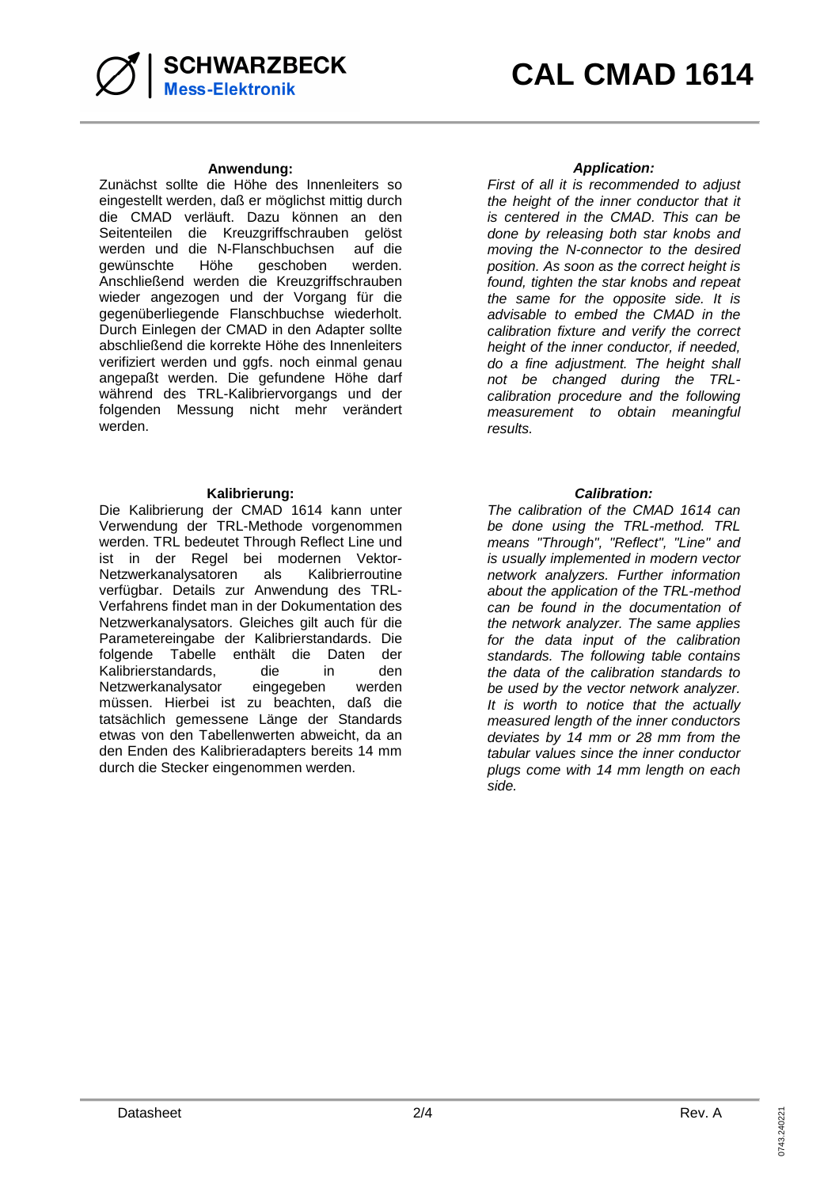**Anwendung:**

Zunächst sollte die Höhe des Innenleiters so eingestellt werden, daß er möglichst mittig durch die CMAD verläuft. Dazu können an den Seitenteilen die Kreuzgriffschrauben gelöst werden und die N-Flanschbuchsen auf die gewünschte Höhe geschoben werden. Anschließend werden die Kreuzgriffschrauben wieder angezogen und der Vorgang für die gegenüberliegende Flanschbuchse wiederholt. Durch Einlegen der CMAD in den Adapter sollte abschließend die korrekte Höhe des Innenleiters verifiziert werden und ggfs. noch einmal genau angepaßt werden. Die gefundene Höhe darf während des TRL-Kalibriervorgangs und der folgenden Messung nicht mehr verändert werden.

***Application:***

*First of all it is recommended to adjust the height of the inner conductor that it is centered in the CMAD. This can be done by releasing both star knobs and moving the N-connector to the desired position. As soon as the correct height is found, tighten the star knobs and repeat the same for the opposite side. It is advisable to embed the CMAD in the calibration fixture and verify the correct height of the inner conductor, if needed, do a fine adjustment. The height shall not be changed during the TRL-calibration procedure and the following measurement to obtain meaningful results.*

**Kalibrierung:**

Die Kalibrierung der CMAD 1614 kann unter Verwendung der TRL-Methode vorgenommen werden. TRL bedeutet Through Reflect Line und ist in der Regel bei modernen Vektor-Netzwerkanalysatoren als Kalibrierroutine verfügbar. Details zur Anwendung des TRL-Verfahrens findet man in der Dokumentation des Netzwerkanalysators. Gleiches gilt auch für die Parametereingabe der Kalibrierstandards. Die folgende Tabelle enthält die Daten der Kalibrierstandards, die in den Netzwerkanalysator eingegeben werden müssen. Hierbei ist zu beachten, daß die tatsächlich gemessene Länge der Standards etwas von den Tabellenwerten abweicht, da an den Enden des Kalibrieradapters bereits 14 mm durch die Stecker eingenommen werden.

***Calibration:***

*The calibration of the CMAD 1614 can be done using the TRL-method. TRL means "Through", "Reflect", "Line" and is usually implemented in modern vector network analyzers. Further information about the application of the TRL-method can be found in the documentation of the network analyzer. The same applies for the data input of the calibration standards. The following table contains the data of the calibration standards to be used by the vector network analyzer. It is worth to notice that the actually measured length of the inner conductors deviates by 14 mm or 28 mm from the tabular values since the inner conductor plugs come with 14 mm length on each side.*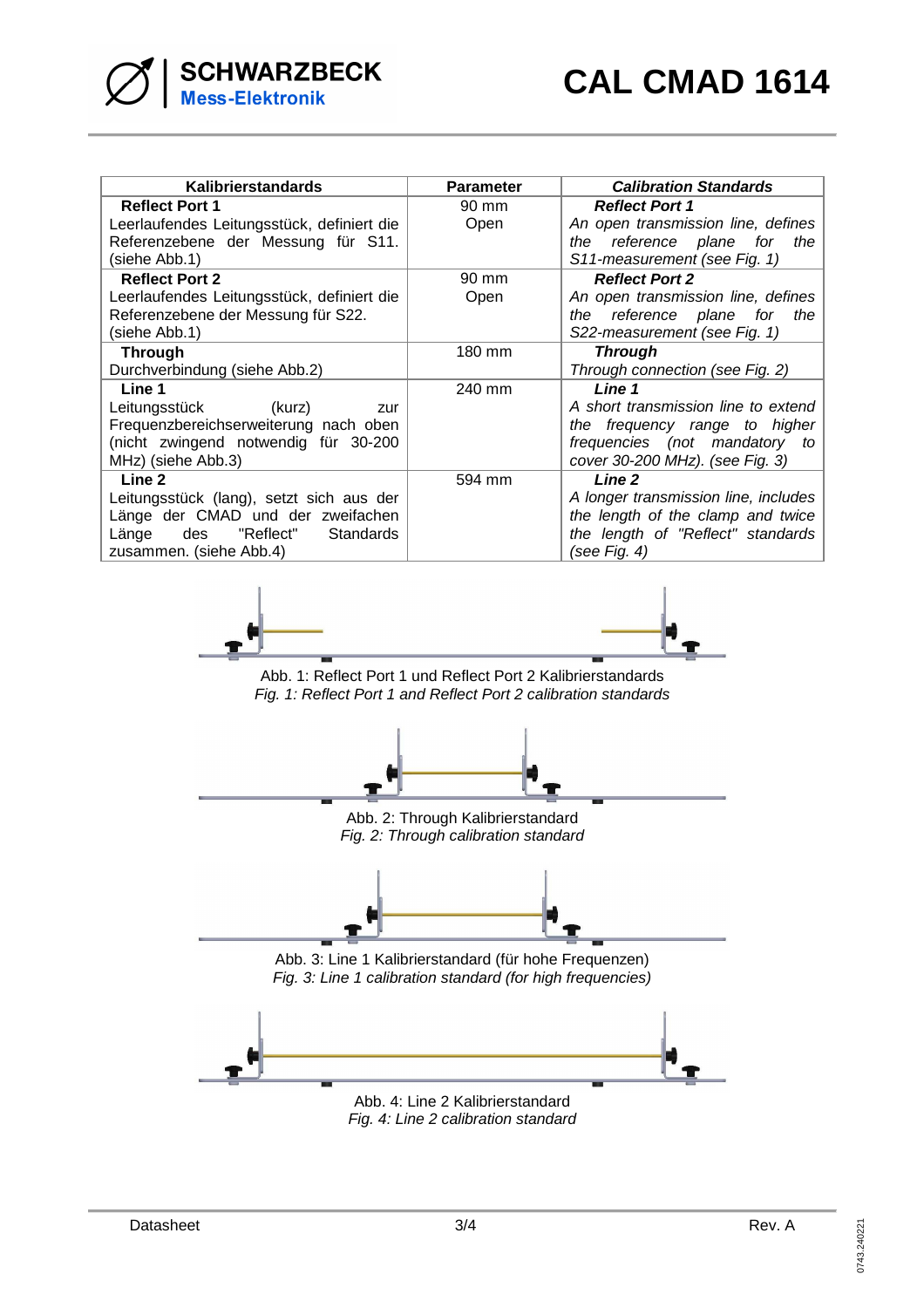| Kalibrierstandards | Parameter | *Calibration Standards* |
|---|---|---|
| **Reflect Port 1**<br>Leerlaufendes Leitungsstück, definiert die Referenzebene der Messung für S11. (siehe Abb.1) | 90 mm<br>Open | ***Reflect Port 1***<br>*An open transmission line, defines the reference plane for the S11-measurement (see Fig. 1)* |
| **Reflect Port 2**<br>Leerlaufendes Leitungsstück, definiert die Referenzebene der Messung für S22. (siehe Abb.1) | 90 mm<br>Open | ***Reflect Port 2***<br>*An open transmission line, defines the reference plane for the S22-measurement (see Fig. 1)* |
| **Through**<br>Durchverbindung (siehe Abb.2) | 180 mm | ***Through***<br>*Through connection (see Fig. 2)* |
| **Line 1**<br>Leitungsstück (kurz) zur Frequenzbereichserweiterung nach oben (nicht zwingend notwendig für 30-200 MHz) (siehe Abb.3) | 240 mm | ***Line 1***<br>*A short transmission line to extend the frequency range to higher frequencies (not mandatory to cover 30-200 MHz). (see Fig. 3)* |
| **Line 2**<br>Leitungsstück (lang), setzt sich aus der Länge der CMAD und der zweifachen Länge des "Reflect" Standards zusammen. (siehe Abb.4) | 594 mm | ***Line 2***<br>*A longer transmission line, includes the length of the clamp and twice the length of "Reflect" standards (see Fig. 4)* |

Abb. 1: Reflect Port 1 und Reflect Port 2 Kalibrierstandards
*Fig. 1: Reflect Port 1 and Reflect Port 2 calibration standards*

Abb. 2: Through Kalibrierstandard
*Fig. 2: Through calibration standard*

Abb. 3: Line 1 Kalibrierstandard (für hohe Frequenzen)
*Fig. 3: Line 1 calibration standard (for high frequencies)*

Abb. 4: Line 2 Kalibrierstandard
*Fig. 4: Line 2 calibration standard*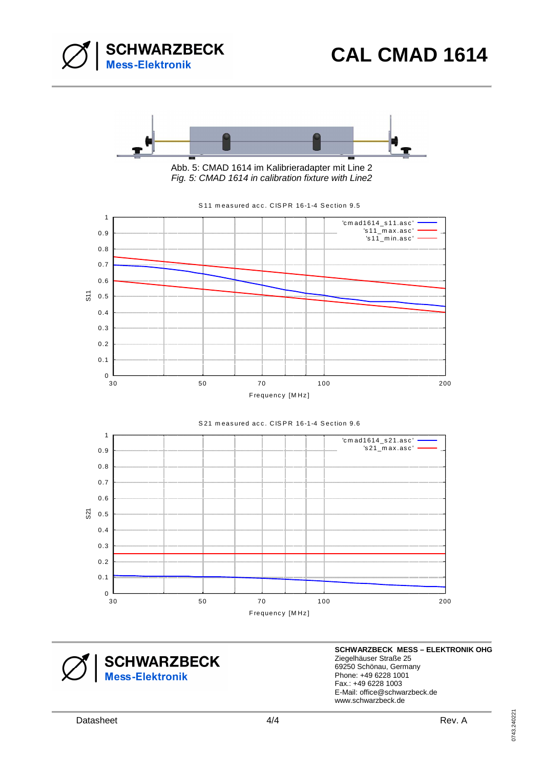Abb. 5: CMAD 1614 im Kalibrieradapter mit Line 2

*Fig. 5: CMAD 1614 in calibration fixture with Line2*

S11 measured acc. CISPR 16-1-4 Section 9.5

'cmad1614_s11.asc'
's11_max.asc'
's11_min.asc'

S11

1
0.9
0.8
0.7
0.6
0.5
0.4
0.3
0.2
0.1
0

30
50
70
100
200

Frequency [MHz]

S21 measured acc. CISPR 16-1-4 Section 9.6

'cmad1614_s21.asc'
's21_max.asc'

S21

1
0.9
0.8
0.7
0.6
0.5
0.4
0.3
0.2
0.1
0

30
50
70
100
200

Frequency [MHz]

**SCHWARZBECK MESS – ELEKTRONIK OHG**
Ziegelhäuser Straße 25
69250 Schönau, Germany
Phone: +49 6228 1001
Fax.: +49 6228 1003
E-Mail: office@schwarzbeck.de
www.schwarzbeck.de